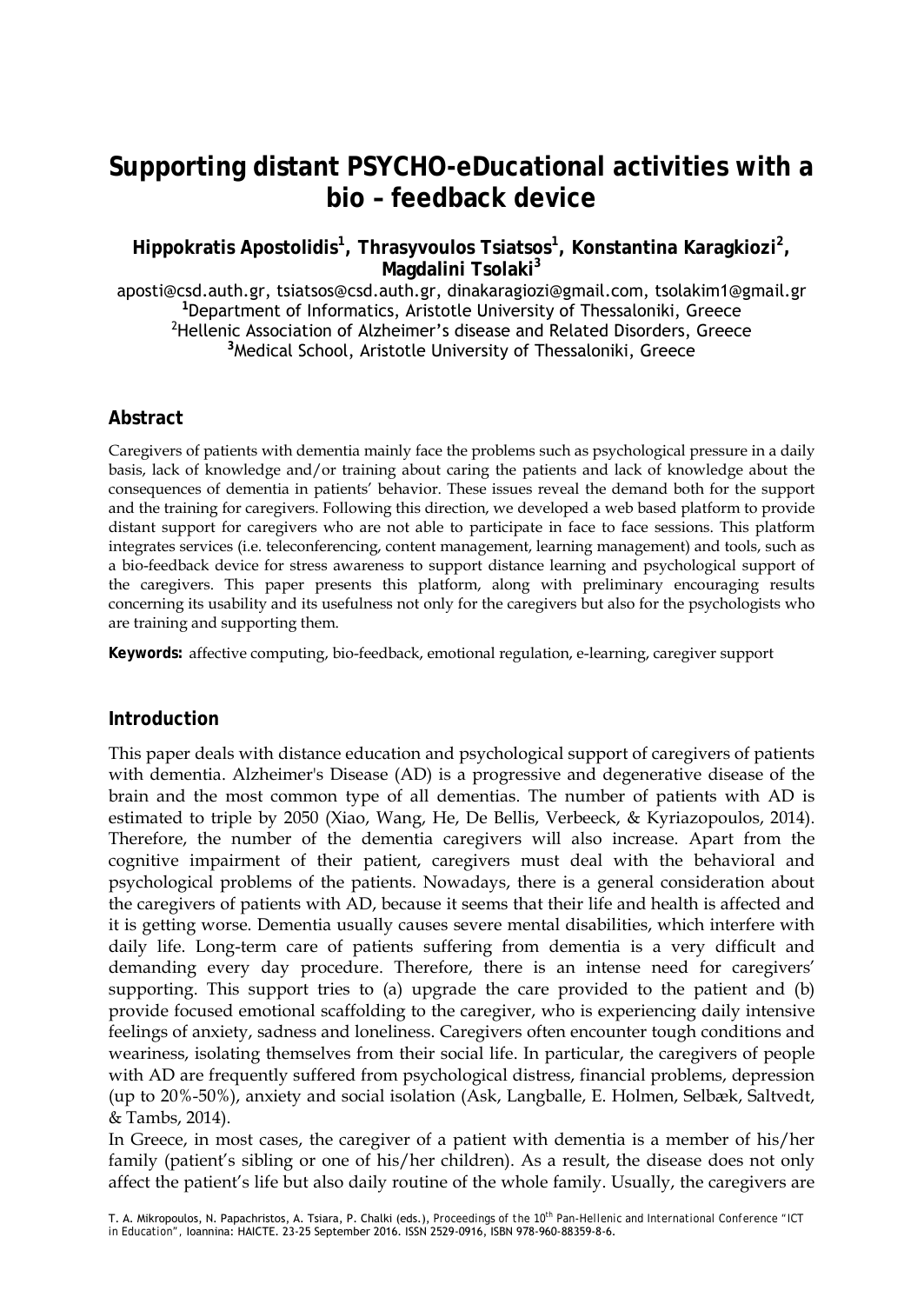# Supporting distant PSYCHO-eDucational activities with a bio – feedback device

**Hippokratis Apostolidis[1], Thrasyvoulos Tsiatsos[1], Konstantina Karagkiozi[2], Magdalini Tsolaki[3]**

aposti@csd.auth.gr, tsiatsos@csd.auth.gr, dinakaragiozi@gmail.com, tsolakim1@gmail.gr

[1]Department of Informatics, Aristotle University of Thessaloniki, Greece

[2]Hellenic Association of Alzheimer's disease and Related Disorders, Greece

[3]Medical School, Aristotle University of Thessaloniki, Greece

## Abstract

Caregivers of patients with dementia mainly face the problems such as psychological pressure in a daily basis, lack of knowledge and/or training about caring the patients and lack of knowledge about the consequences of dementia in patients' behavior. These issues reveal the demand both for the support and the training for caregivers. Following this direction, we developed a web based platform to provide distant support for caregivers who are not able to participate in face to face sessions. This platform integrates services (i.e. teleconferencing, content management, learning management) and tools, such as a bio-feedback device for stress awareness to support distance learning and psychological support of the caregivers. This paper presents this platform, along with preliminary encouraging results concerning its usability and its usefulness not only for the caregivers but also for the psychologists who are training and supporting them.

**Keywords:** affective computing, bio-feedback, emotional regulation, e-learning, caregiver support

## Introduction

This paper deals with distance education and psychological support of caregivers of patients with dementia. Alzheimer's Disease (AD) is a progressive and degenerative disease of the brain and the most common type of all dementias. The number of patients with AD is estimated to triple by 2050 (Xiao, Wang, He, De Bellis, Verbeeck, & Kyriazopoulos, 2014). Therefore, the number of the dementia caregivers will also increase. Apart from the cognitive impairment of their patient, caregivers must deal with the behavioral and psychological problems of the patients. Nowadays, there is a general consideration about the caregivers of patients with AD, because it seems that their life and health is affected and it is getting worse. Dementia usually causes severe mental disabilities, which interfere with daily life. Long-term care of patients suffering from dementia is a very difficult and demanding every day procedure. Therefore, there is an intense need for caregivers' supporting. This support tries to (a) upgrade the care provided to the patient and (b) provide focused emotional scaffolding to the caregiver, who is experiencing daily intensive feelings of anxiety, sadness and loneliness. Caregivers often encounter tough conditions and weariness, isolating themselves from their social life. In particular, the caregivers of people with AD are frequently suffered from psychological distress, financial problems, depression (up to 20%-50%), anxiety and social isolation (Ask, Langballe, E. Holmen, Selbæk, Saltvedt, & Tambs, 2014).

In Greece, in most cases, the caregiver of a patient with dementia is a member of his/her family (patient's sibling or one of his/her children). As a result, the disease does not only affect the patient's life but also daily routine of the whole family. Usually, the caregivers are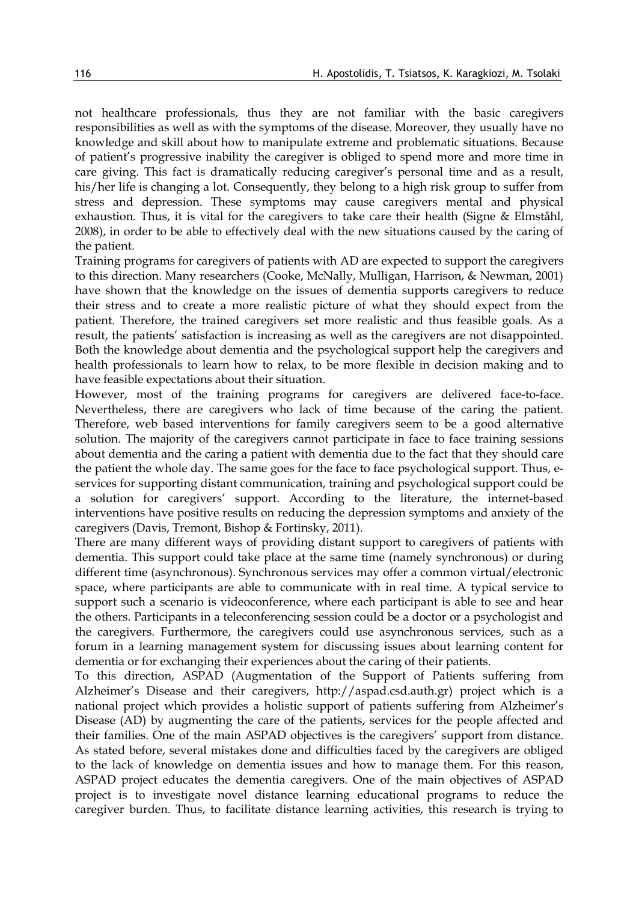not healthcare professionals, thus they are not familiar with the basic caregivers responsibilities as well as with the symptoms of the disease. Moreover, they usually have no knowledge and skill about how to manipulate extreme and problematic situations. Because of patient's progressive inability the caregiver is obliged to spend more and more time in care giving. This fact is dramatically reducing caregiver's personal time and as a result, his/her life is changing a lot. Consequently, they belong to a high risk group to suffer from stress and depression. These symptoms may cause caregivers mental and physical exhaustion. Thus, it is vital for the caregivers to take care their health (Signe & Elmståhl, 2008), in order to be able to effectively deal with the new situations caused by the caring of the patient.

Training programs for caregivers of patients with AD are expected to support the caregivers to this direction. Many researchers (Cooke, McNally, Mulligan, Harrison, & Newman, 2001) have shown that the knowledge on the issues of dementia supports caregivers to reduce their stress and to create a more realistic picture of what they should expect from the patient. Therefore, the trained caregivers set more realistic and thus feasible goals. As a result, the patients' satisfaction is increasing as well as the caregivers are not disappointed. Both the knowledge about dementia and the psychological support help the caregivers and health professionals to learn how to relax, to be more flexible in decision making and to have feasible expectations about their situation.

However, most of the training programs for caregivers are delivered face-to-face. Nevertheless, there are caregivers who lack of time because of the caring the patient. Therefore, web based interventions for family caregivers seem to be a good alternative solution. The majority of the caregivers cannot participate in face to face training sessions about dementia and the caring a patient with dementia due to the fact that they should care the patient the whole day. The same goes for the face to face psychological support. Thus, e-services for supporting distant communication, training and psychological support could be a solution for caregivers' support. According to the literature, the internet-based interventions have positive results on reducing the depression symptoms and anxiety of the caregivers (Davis, Tremont, Bishop & Fortinsky, 2011).

There are many different ways of providing distant support to caregivers of patients with dementia. This support could take place at the same time (namely synchronous) or during different time (asynchronous). Synchronous services may offer a common virtual/electronic space, where participants are able to communicate with in real time. A typical service to support such a scenario is videoconference, where each participant is able to see and hear the others. Participants in a teleconferencing session could be a doctor or a psychologist and the caregivers. Furthermore, the caregivers could use asynchronous services, such as a forum in a learning management system for discussing issues about learning content for dementia or for exchanging their experiences about the caring of their patients.

To this direction, ASPAD (Augmentation of the Support of Patients suffering from Alzheimer's Disease and their caregivers, http://aspad.csd.auth.gr) project which is a national project which provides a holistic support of patients suffering from Alzheimer's Disease (AD) by augmenting the care of the patients, services for the people affected and their families. One of the main ASPAD objectives is the caregivers' support from distance. As stated before, several mistakes done and difficulties faced by the caregivers are obliged to the lack of knowledge on dementia issues and how to manage them. For this reason, ASPAD project educates the dementia caregivers. One of the main objectives of ASPAD project is to investigate novel distance learning educational programs to reduce the caregiver burden. Thus, to facilitate distance learning activities, this research is trying to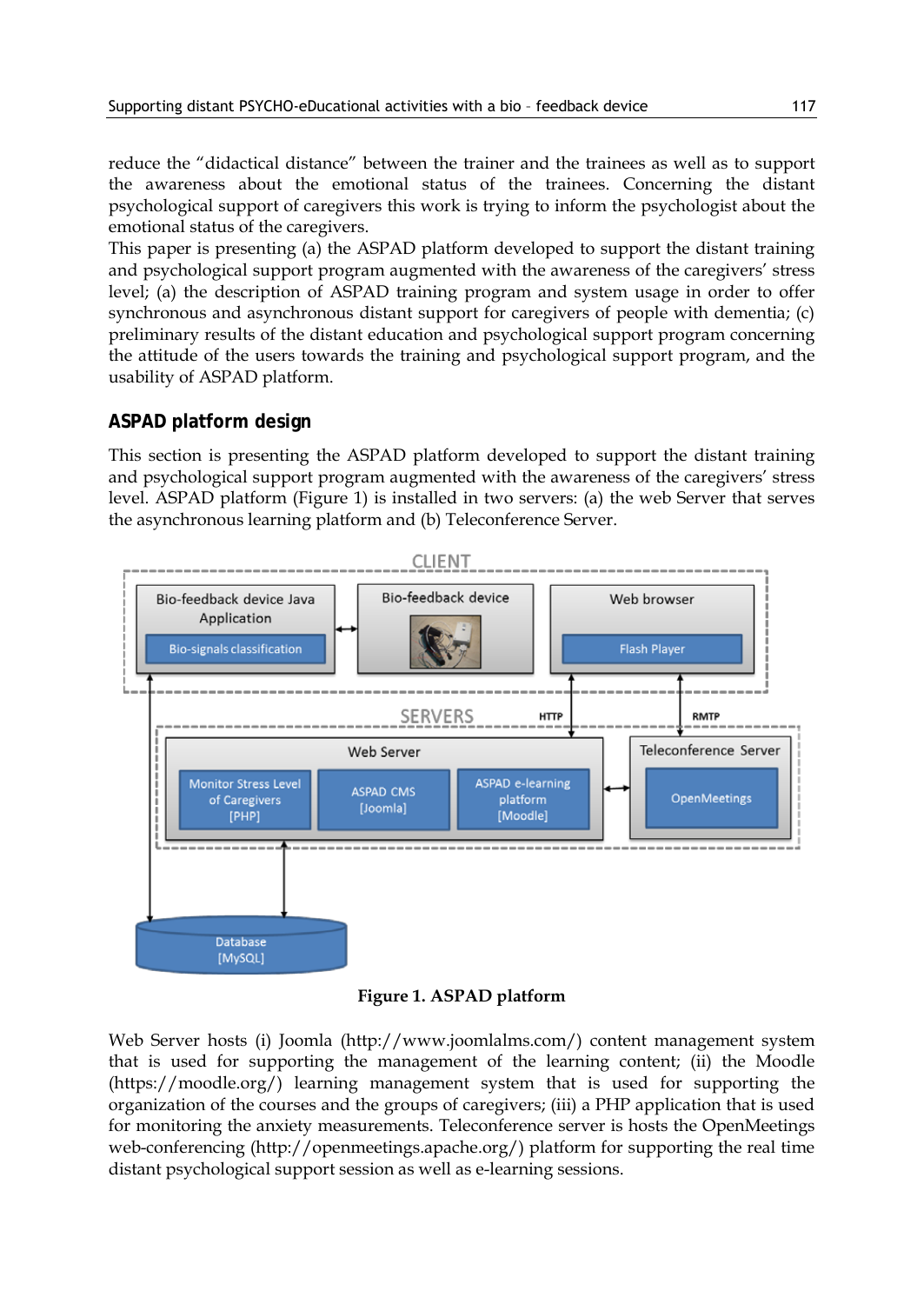reduce the "didactical distance" between the trainer and the trainees as well as to support the awareness about the emotional status of the trainees. Concerning the distant psychological support of caregivers this work is trying to inform the psychologist about the emotional status of the caregivers.

This paper is presenting (a) the ASPAD platform developed to support the distant training and psychological support program augmented with the awareness of the caregivers' stress level; (a) the description of ASPAD training program and system usage in order to offer synchronous and asynchronous distant support for caregivers of people with dementia; (c) preliminary results of the distant education and psychological support program concerning the attitude of the users towards the training and psychological support program, and the usability of ASPAD platform.

## ASPAD platform design

This section is presenting the ASPAD platform developed to support the distant training and psychological support program augmented with the awareness of the caregivers' stress level. ASPAD platform (Figure 1) is installed in two servers: (a) the web Server that serves the asynchronous learning platform and (b) Teleconference Server.

**Figure 1. ASPAD platform**

Web Server hosts (i) Joomla (http://www.joomlalms.com/) content management system that is used for supporting the management of the learning content; (ii) the Moodle (https://moodle.org/) learning management system that is used for supporting the organization of the courses and the groups of caregivers; (iii) a PHP application that is used for monitoring the anxiety measurements. Teleconference server is hosts the OpenMeetings web-conferencing (http://openmeetings.apache.org/) platform for supporting the real time distant psychological support session as well as e-learning sessions.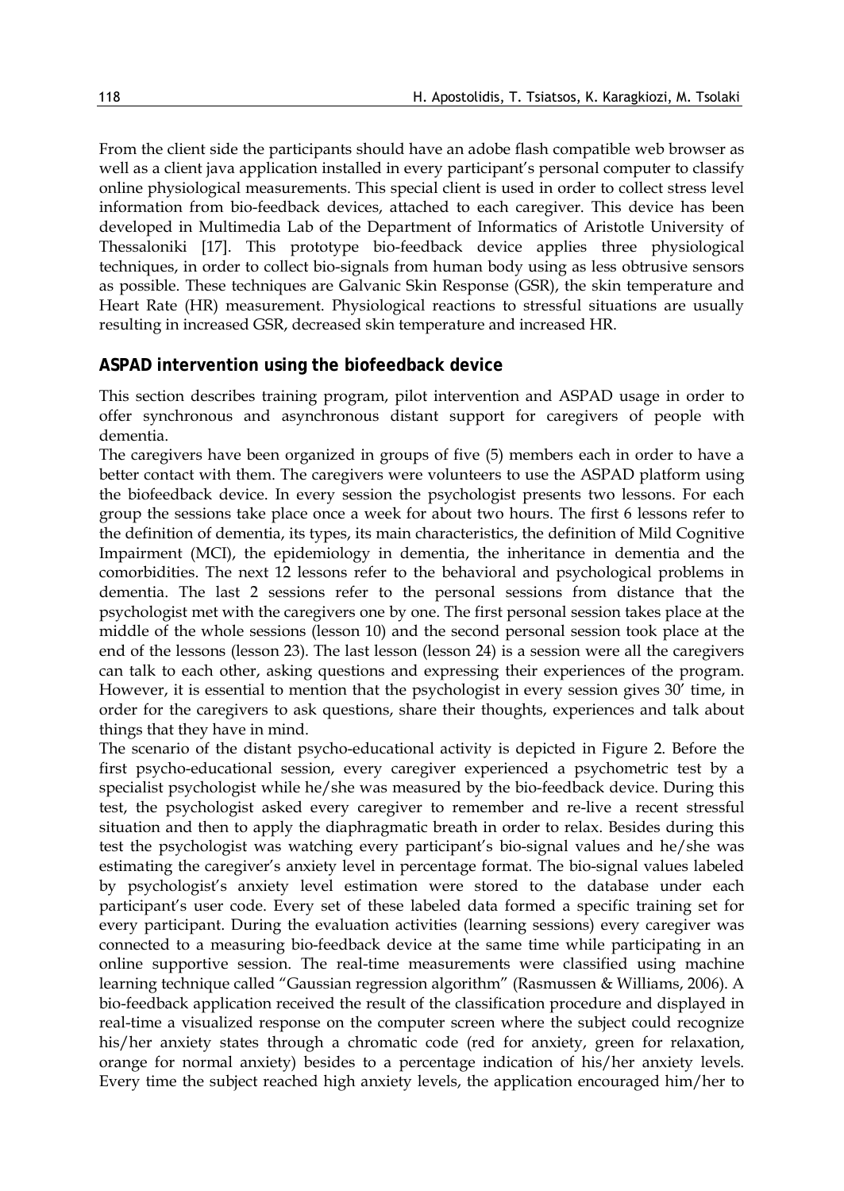From the client side the participants should have an adobe flash compatible web browser as well as a client java application installed in every participant's personal computer to classify online physiological measurements. This special client is used in order to collect stress level information from bio-feedback devices, attached to each caregiver. This device has been developed in Multimedia Lab of the Department of Informatics of Aristotle University of Thessaloniki [17]. This prototype bio-feedback device applies three physiological techniques, in order to collect bio-signals from human body using as less obtrusive sensors as possible. These techniques are Galvanic Skin Response (GSR), the skin temperature and Heart Rate (HR) measurement. Physiological reactions to stressful situations are usually resulting in increased GSR, decreased skin temperature and increased HR.

## ASPAD intervention using the biofeedback device

This section describes training program, pilot intervention and ASPAD usage in order to offer synchronous and asynchronous distant support for caregivers of people with dementia.

The caregivers have been organized in groups of five (5) members each in order to have a better contact with them. The caregivers were volunteers to use the ASPAD platform using the biofeedback device. In every session the psychologist presents two lessons. For each group the sessions take place once a week for about two hours. The first 6 lessons refer to the definition of dementia, its types, its main characteristics, the definition of Mild Cognitive Impairment (MCI), the epidemiology in dementia, the inheritance in dementia and the comorbidities. The next 12 lessons refer to the behavioral and psychological problems in dementia. The last 2 sessions refer to the personal sessions from distance that the psychologist met with the caregivers one by one. The first personal session takes place at the middle of the whole sessions (lesson 10) and the second personal session took place at the end of the lessons (lesson 23). The last lesson (lesson 24) is a session were all the caregivers can talk to each other, asking questions and expressing their experiences of the program. However, it is essential to mention that the psychologist in every session gives 30' time, in order for the caregivers to ask questions, share their thoughts, experiences and talk about things that they have in mind.

The scenario of the distant psycho-educational activity is depicted in Figure 2. Before the first psycho-educational session, every caregiver experienced a psychometric test by a specialist psychologist while he/she was measured by the bio-feedback device. During this test, the psychologist asked every caregiver to remember and re-live a recent stressful situation and then to apply the diaphragmatic breath in order to relax. Besides during this test the psychologist was watching every participant's bio-signal values and he/she was estimating the caregiver's anxiety level in percentage format. The bio-signal values labeled by psychologist's anxiety level estimation were stored to the database under each participant's user code. Every set of these labeled data formed a specific training set for every participant. During the evaluation activities (learning sessions) every caregiver was connected to a measuring bio-feedback device at the same time while participating in an online supportive session. The real-time measurements were classified using machine learning technique called "Gaussian regression algorithm" (Rasmussen & Williams, 2006). A bio-feedback application received the result of the classification procedure and displayed in real-time a visualized response on the computer screen where the subject could recognize his/her anxiety states through a chromatic code (red for anxiety, green for relaxation, orange for normal anxiety) besides to a percentage indication of his/her anxiety levels. Every time the subject reached high anxiety levels, the application encouraged him/her to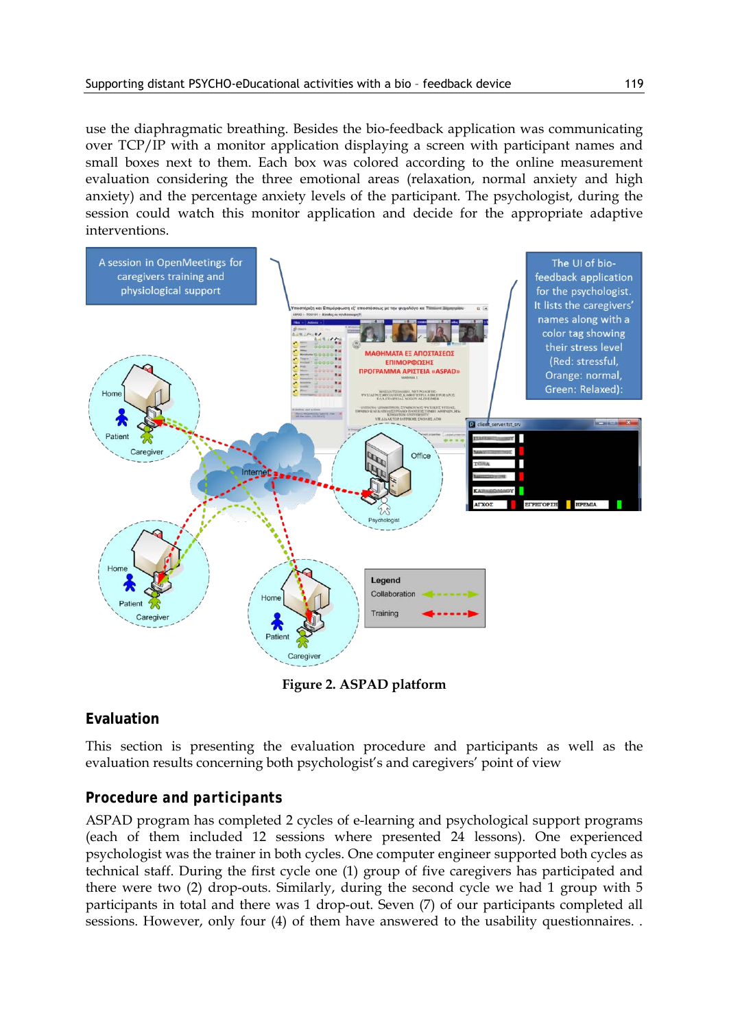use the diaphragmatic breathing. Besides the bio-feedback application was communicating over TCP/IP with a monitor application displaying a screen with participant names and small boxes next to them. Each box was colored according to the online measurement evaluation considering the three emotional areas (relaxation, normal anxiety and high anxiety) and the percentage anxiety levels of the participant. The psychologist, during the session could watch this monitor application and decide for the appropriate adaptive interventions.

**Figure 2. ASPAD platform**

## Evaluation

This section is presenting the evaluation procedure and participants as well as the evaluation results concerning both psychologist's and caregivers' point of view

### Procedure and participants

ASPAD program has completed 2 cycles of e-learning and psychological support programs (each of them included 12 sessions where presented 24 lessons). One experienced psychologist was the trainer in both cycles. One computer engineer supported both cycles as technical staff. During the first cycle one (1) group of five caregivers has participated and there were two (2) drop-outs. Similarly, during the second cycle we had 1 group with 5 participants in total and there was 1 drop-out. Seven (7) of our participants completed all sessions. However, only four (4) of them have answered to the usability questionnaires. .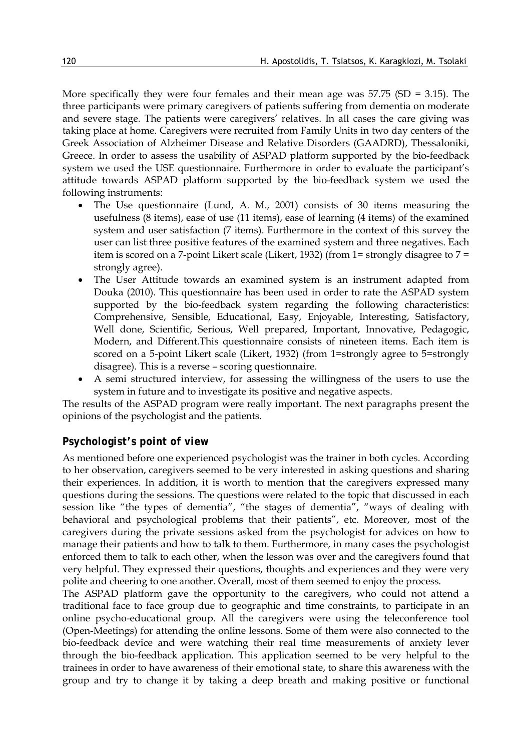More specifically they were four females and their mean age was 57.75 (SD = 3.15). The three participants were primary caregivers of patients suffering from dementia on moderate and severe stage. The patients were caregivers' relatives. In all cases the care giving was taking place at home. Caregivers were recruited from Family Units in two day centers of the Greek Association of Alzheimer Disease and Relative Disorders (GAADRD), Thessaloniki, Greece. In order to assess the usability of ASPAD platform supported by the bio-feedback system we used the USE questionnaire. Furthermore in order to evaluate the participant's attitude towards ASPAD platform supported by the bio-feedback system we used the following instruments:

- The Use questionnaire (Lund, A. M., 2001) consists of 30 items measuring the usefulness (8 items), ease of use (11 items), ease of learning (4 items) of the examined system and user satisfaction (7 items). Furthermore in the context of this survey the user can list three positive features of the examined system and three negatives. Each item is scored on a 7-point Likert scale (Likert, 1932) (from 1= strongly disagree to 7 = strongly agree).
- The User Attitude towards an examined system is an instrument adapted from Douka (2010). This questionnaire has been used in order to rate the ASPAD system supported by the bio-feedback system regarding the following characteristics: Comprehensive, Sensible, Educational, Easy, Enjoyable, Interesting, Satisfactory, Well done, Scientific, Serious, Well prepared, Important, Innovative, Pedagogic, Modern, and Different.This questionnaire consists of nineteen items. Each item is scored on a 5-point Likert scale (Likert, 1932) (from 1=strongly agree to 5=strongly disagree). This is a reverse – scoring questionnaire.
- A semi structured interview, for assessing the willingness of the users to use the system in future and to investigate its positive and negative aspects.

The results of the ASPAD program were really important. The next paragraphs present the opinions of the psychologist and the patients.

## Psychologist's point of view

As mentioned before one experienced psychologist was the trainer in both cycles. According to her observation, caregivers seemed to be very interested in asking questions and sharing their experiences. In addition, it is worth to mention that the caregivers expressed many questions during the sessions. The questions were related to the topic that discussed in each session like "the types of dementia", "the stages of dementia", "ways of dealing with behavioral and psychological problems that their patients", etc. Moreover, most of the caregivers during the private sessions asked from the psychologist for advices on how to manage their patients and how to talk to them. Furthermore, in many cases the psychologist enforced them to talk to each other, when the lesson was over and the caregivers found that very helpful. They expressed their questions, thoughts and experiences and they were very polite and cheering to one another. Overall, most of them seemed to enjoy the process.

The ASPAD platform gave the opportunity to the caregivers, who could not attend a traditional face to face group due to geographic and time constraints, to participate in an online psycho-educational group. All the caregivers were using the teleconference tool (Open-Meetings) for attending the online lessons. Some of them were also connected to the bio-feedback device and were watching their real time measurements of anxiety lever through the bio-feedback application. This application seemed to be very helpful to the trainees in order to have awareness of their emotional state, to share this awareness with the group and try to change it by taking a deep breath and making positive or functional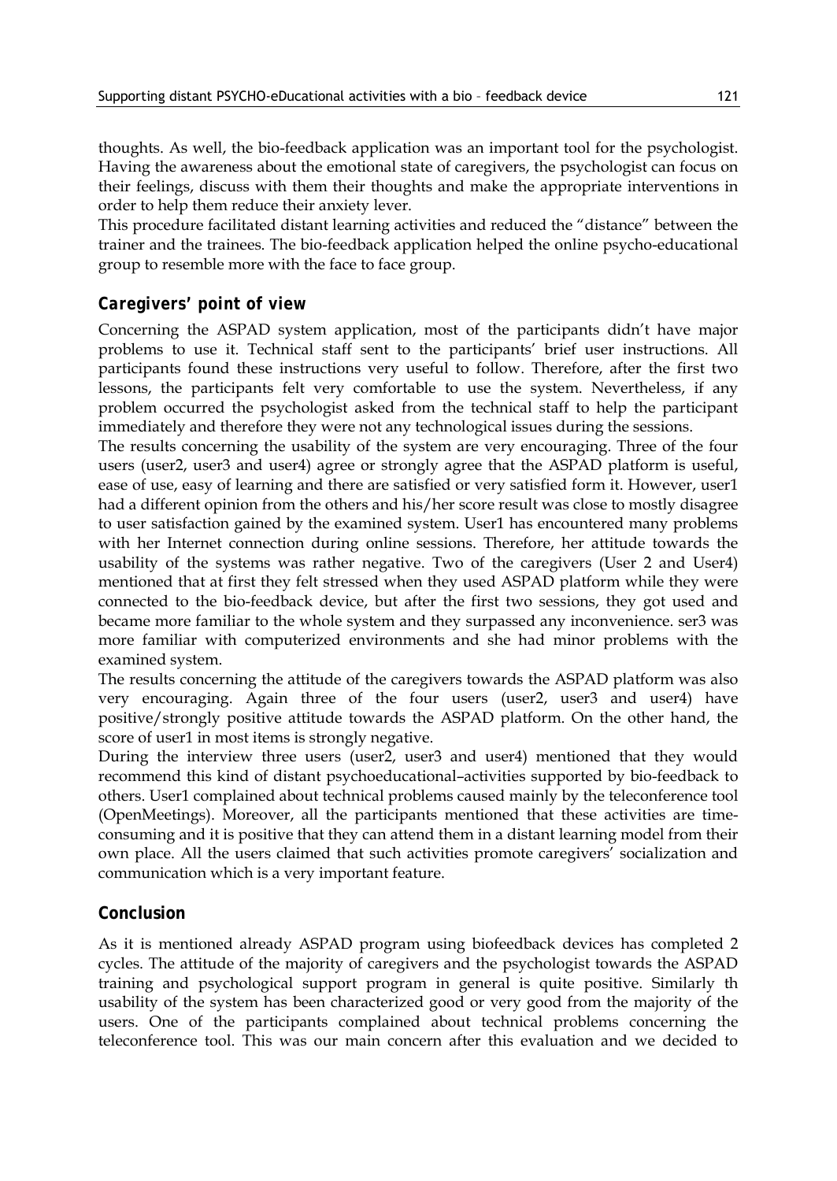thoughts. As well, the bio-feedback application was an important tool for the psychologist. Having the awareness about the emotional state of caregivers, the psychologist can focus on their feelings, discuss with them their thoughts and make the appropriate interventions in order to help them reduce their anxiety lever.

This procedure facilitated distant learning activities and reduced the "distance" between the trainer and the trainees. The bio-feedback application helped the online psycho-educational group to resemble more with the face to face group.

## Caregivers' point of view

Concerning the ASPAD system application, most of the participants didn't have major problems to use it. Technical staff sent to the participants' brief user instructions. All participants found these instructions very useful to follow. Therefore, after the first two lessons, the participants felt very comfortable to use the system. Nevertheless, if any problem occurred the psychologist asked from the technical staff to help the participant immediately and therefore they were not any technological issues during the sessions.

The results concerning the usability of the system are very encouraging. Three of the four users (user2, user3 and user4) agree or strongly agree that the ASPAD platform is useful, ease of use, easy of learning and there are satisfied or very satisfied form it. However, user1 had a different opinion from the others and his/her score result was close to mostly disagree to user satisfaction gained by the examined system. User1 has encountered many problems with her Internet connection during online sessions. Therefore, her attitude towards the usability of the systems was rather negative. Two of the caregivers (User 2 and User4) mentioned that at first they felt stressed when they used ASPAD platform while they were connected to the bio-feedback device, but after the first two sessions, they got used and became more familiar to the whole system and they surpassed any inconvenience. ser3 was more familiar with computerized environments and she had minor problems with the examined system.

The results concerning the attitude of the caregivers towards the ASPAD platform was also very encouraging. Again three of the four users (user2, user3 and user4) have positive/strongly positive attitude towards the ASPAD platform. On the other hand, the score of user1 in most items is strongly negative.

During the interview three users (user2, user3 and user4) mentioned that they would recommend this kind of distant psychoeducational–activities supported by bio-feedback to others. User1 complained about technical problems caused mainly by the teleconference tool (OpenMeetings). Moreover, all the participants mentioned that these activities are time-consuming and it is positive that they can attend them in a distant learning model from their own place. All the users claimed that such activities promote caregivers' socialization and communication which is a very important feature.

## Conclusion

As it is mentioned already ASPAD program using biofeedback devices has completed 2 cycles. The attitude of the majority of caregivers and the psychologist towards the ASPAD training and psychological support program in general is quite positive. Similarly th usability of the system has been characterized good or very good from the majority of the users. One of the participants complained about technical problems concerning the teleconference tool. This was our main concern after this evaluation and we decided to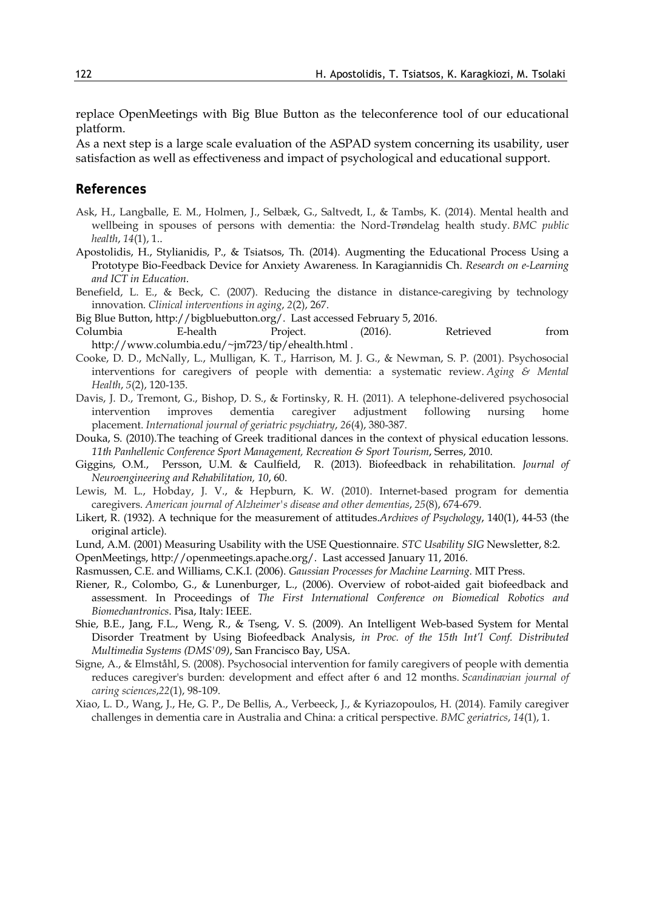replace OpenMeetings with Big Blue Button as the teleconference tool of our educational platform.

As a next step is a large scale evaluation of the ASPAD system concerning its usability, user satisfaction as well as effectiveness and impact of psychological and educational support.

## References

Ask, H., Langballe, E. M., Holmen, J., Selbæk, G., Saltvedt, I., & Tambs, K. (2014). Mental health and wellbeing in spouses of persons with dementia: the Nord-Trøndelag health study. *BMC public health*, *14*(1), 1..

Apostolidis, H., Stylianidis, P., & Tsiatsos, Th. (2014). Augmenting the Educational Process Using a Prototype Bio-Feedback Device for Anxiety Awareness. In Karagiannidis Ch. *Research on e-Learning and ICT in Education*.

Benefield, L. E., & Beck, C. (2007). Reducing the distance in distance-caregiving by technology innovation. *Clinical interventions in aging*, *2*(2), 267.

Big Blue Button, http://bigbluebutton.org/. Last accessed February 5, 2016.

Columbia E-health Project. (2016). Retrieved from http://www.columbia.edu/~jm723/tip/ehealth.html .

Cooke, D. D., McNally, L., Mulligan, K. T., Harrison, M. J. G., & Newman, S. P. (2001). Psychosocial interventions for caregivers of people with dementia: a systematic review. *Aging & Mental Health*, *5*(2), 120-135.

Davis, J. D., Tremont, G., Bishop, D. S., & Fortinsky, R. H. (2011). A telephone-delivered psychosocial intervention improves dementia caregiver adjustment following nursing home placement. *International journal of geriatric psychiatry*, *26*(4), 380-387.

Douka, S. (2010).The teaching of Greek traditional dances in the context of physical education lessons. *11th Panhellenic Conference Sport Management, Recreation & Sport Tourism*, Serres, 2010.

Giggins, O.M., Persson, U.M. & Caulfield, R. (2013). Biofeedback in rehabilitation. *Journal of Neuroengineering and Rehabilitation, 10*, 60.

Lewis, M. L., Hobday, J. V., & Hepburn, K. W. (2010). Internet-based program for dementia caregivers. *American journal of Alzheimer's disease and other dementias*, *25*(8), 674-679.

Likert, R. (1932). A technique for the measurement of attitudes.*Archives of Psychology*, 140(1), 44-53 (the original article).

Lund, A.M. (2001) Measuring Usability with the USE Questionnaire. *STC Usability SIG* Newsletter, 8:2.

OpenMeetings, http://openmeetings.apache.org/. Last accessed January 11, 2016.

Rasmussen, C.E. and Williams, C.K.I. (2006). *Gaussian Processes for Machine Learning*. MIT Press.

Riener, R., Colombo, G., & Lunenburger, L., (2006). Overview of robot-aided gait biofeedback and assessment. In Proceedings of *The First International Conference on Biomedical Robotics and Biomechantronics*. Pisa, Italy: IEEE.

Shie, B.E., Jang, F.L., Weng, R., & Tseng, V. S. (2009). An Intelligent Web-based System for Mental Disorder Treatment by Using Biofeedback Analysis, *in Proc. of the 15th Int'l Conf. Distributed Multimedia Systems (DMS'09)*, San Francisco Bay, USA.

Signe, A., & Elmståhl, S. (2008). Psychosocial intervention for family caregivers of people with dementia reduces caregiver's burden: development and effect after 6 and 12 months. *Scandinavian journal of caring sciences*,*22*(1), 98-109.

Xiao, L. D., Wang, J., He, G. P., De Bellis, A., Verbeeck, J., & Kyriazopoulos, H. (2014). Family caregiver challenges in dementia care in Australia and China: a critical perspective. *BMC geriatrics*, *14*(1), 1.